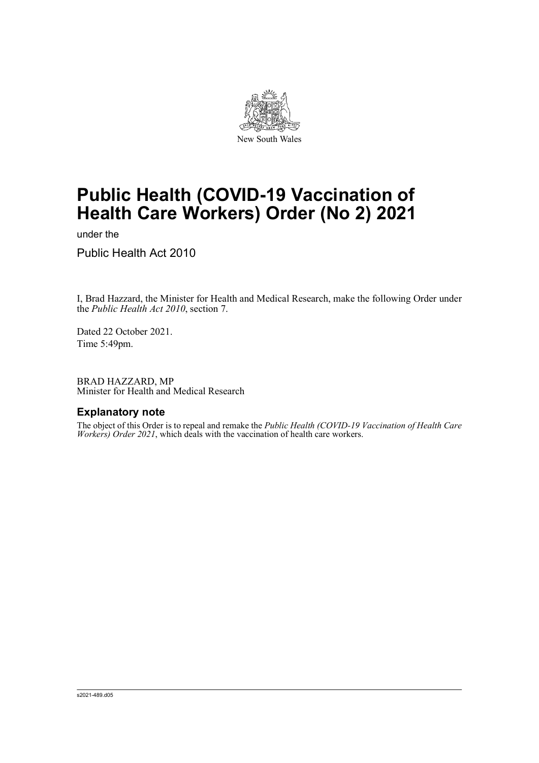New South Wales

# Public Health (COVID-19 Vaccination of Health Care Workers) Order (No 2) 2021

under the

Public Health Act 2010

I, Brad Hazzard, the Minister for Health and Medical Research, make the following Order under the *Public Health Act 2010*, section 7.

Dated 22 October 2021.
Time 5:49pm.

BRAD HAZZARD, MP
Minister for Health and Medical Research

## Explanatory note

The object of this Order is to repeal and remake the *Public Health (COVID-19 Vaccination of Health Care Workers) Order 2021*, which deals with the vaccination of health care workers.

s2021-489.d05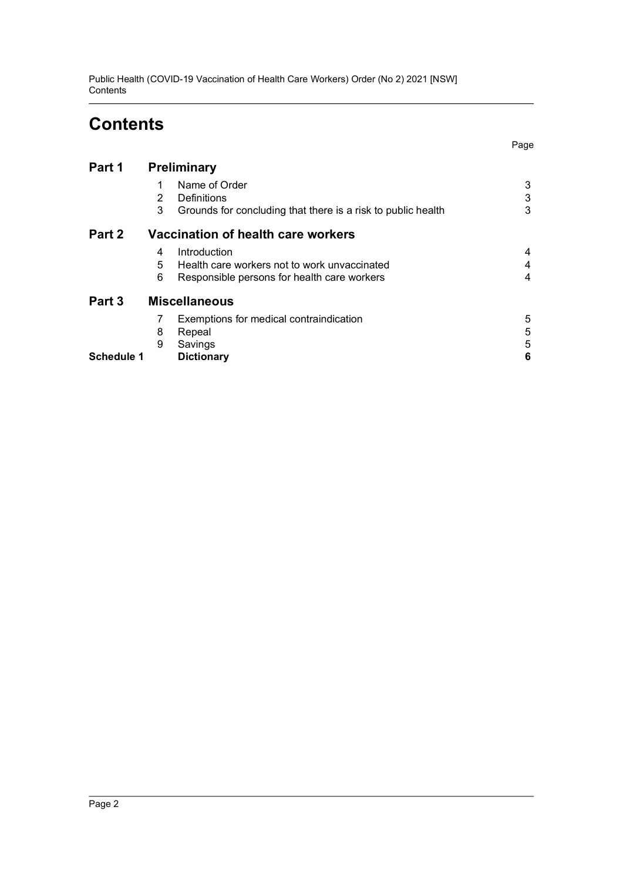# Contents

| | | | Page |
|---|---|---|---|
| **Part 1** | | **Preliminary** | |
| | 1 | Name of Order | 3 |
| | 2 | Definitions | 3 |
| | 3 | Grounds for concluding that there is a risk to public health | 3 |
| **Part 2** | | **Vaccination of health care workers** | |
| | 4 | Introduction | 4 |
| | 5 | Health care workers not to work unvaccinated | 4 |
| | 6 | Responsible persons for health care workers | 4 |
| **Part 3** | | **Miscellaneous** | |
| | 7 | Exemptions for medical contraindication | 5 |
| | 8 | Repeal | 5 |
| | 9 | Savings | 5 |
| **Schedule 1** | | **Dictionary** | **6** |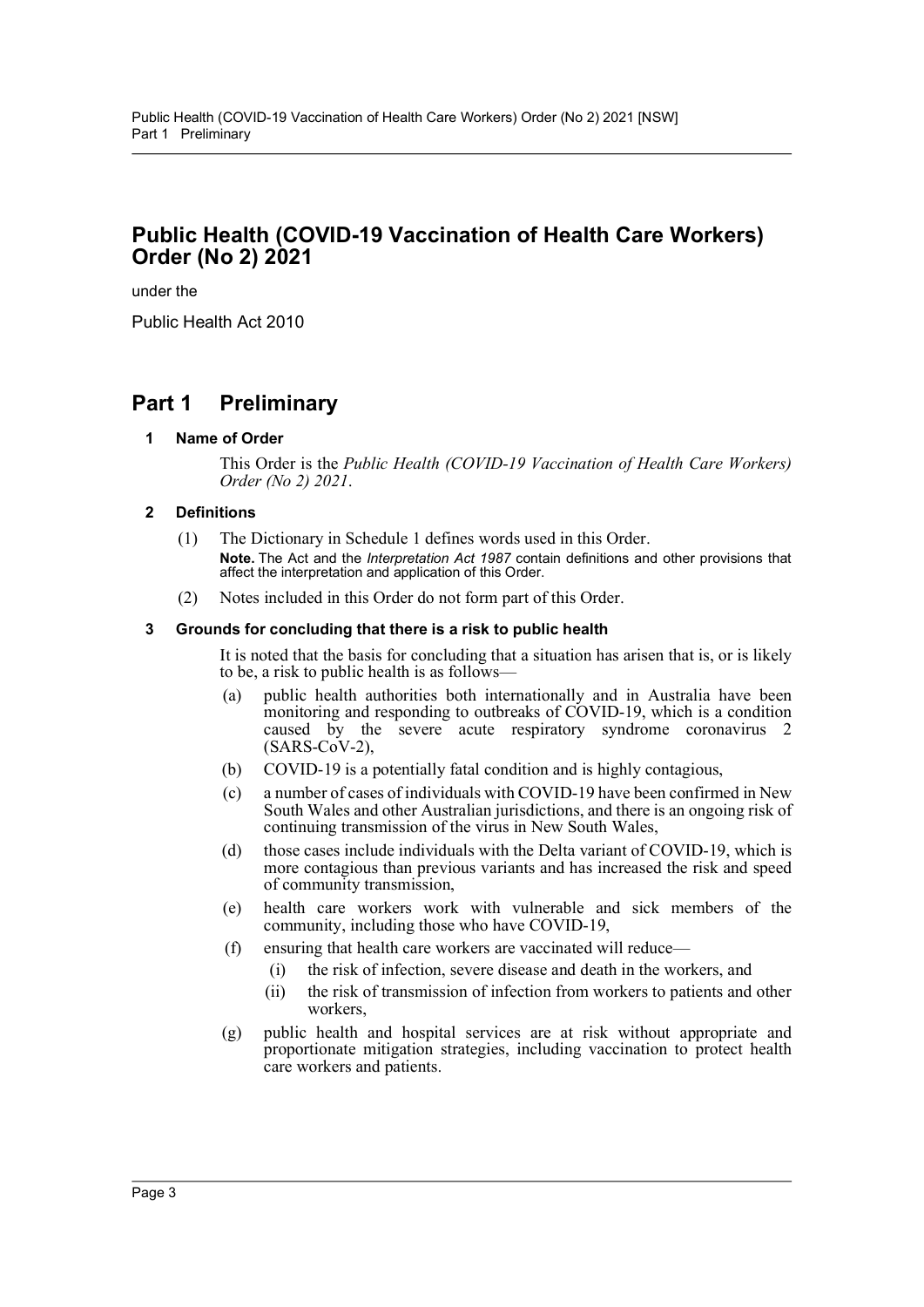# Public Health (COVID-19 Vaccination of Health Care Workers) Order (No 2) 2021

under the

Public Health Act 2010

## Part 1 Preliminary

### 1 Name of Order

This Order is the *Public Health (COVID-19 Vaccination of Health Care Workers) Order (No 2) 2021*.

### 2 Definitions

(1) The Dictionary in Schedule 1 defines words used in this Order.

**Note.** The Act and the *Interpretation Act 1987* contain definitions and other provisions that affect the interpretation and application of this Order.

(2) Notes included in this Order do not form part of this Order.

### 3 Grounds for concluding that there is a risk to public health

It is noted that the basis for concluding that a situation has arisen that is, or is likely to be, a risk to public health is as follows—

(a) public health authorities both internationally and in Australia have been monitoring and responding to outbreaks of COVID-19, which is a condition caused by the severe acute respiratory syndrome coronavirus 2 (SARS-CoV-2),

(b) COVID-19 is a potentially fatal condition and is highly contagious,

(c) a number of cases of individuals with COVID-19 have been confirmed in New South Wales and other Australian jurisdictions, and there is an ongoing risk of continuing transmission of the virus in New South Wales,

(d) those cases include individuals with the Delta variant of COVID-19, which is more contagious than previous variants and has increased the risk and speed of community transmission,

(e) health care workers work with vulnerable and sick members of the community, including those who have COVID-19,

(f) ensuring that health care workers are vaccinated will reduce—

(i) the risk of infection, severe disease and death in the workers, and

(ii) the risk of transmission of infection from workers to patients and other workers,

(g) public health and hospital services are at risk without appropriate and proportionate mitigation strategies, including vaccination to protect health care workers and patients.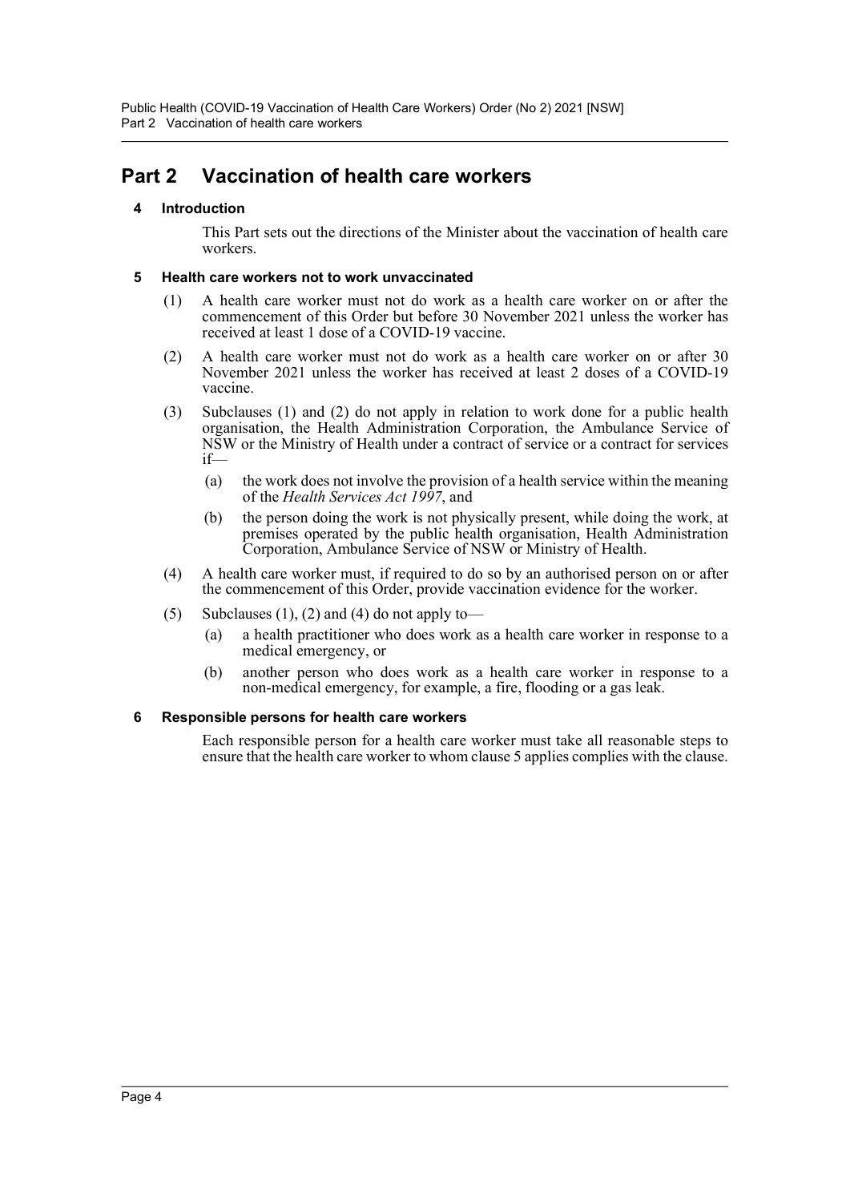## Part 2 Vaccination of health care workers

### 4 Introduction

This Part sets out the directions of the Minister about the vaccination of health care workers.

### 5 Health care workers not to work unvaccinated

(1) A health care worker must not do work as a health care worker on or after the commencement of this Order but before 30 November 2021 unless the worker has received at least 1 dose of a COVID-19 vaccine.

(2) A health care worker must not do work as a health care worker on or after 30 November 2021 unless the worker has received at least 2 doses of a COVID-19 vaccine.

(3) Subclauses (1) and (2) do not apply in relation to work done for a public health organisation, the Health Administration Corporation, the Ambulance Service of NSW or the Ministry of Health under a contract of service or a contract for services if—

- (a) the work does not involve the provision of a health service within the meaning of the *Health Services Act 1997*, and
- (b) the person doing the work is not physically present, while doing the work, at premises operated by the public health organisation, Health Administration Corporation, Ambulance Service of NSW or Ministry of Health.

(4) A health care worker must, if required to do so by an authorised person on or after the commencement of this Order, provide vaccination evidence for the worker.

(5) Subclauses (1), (2) and (4) do not apply to—

- (a) a health practitioner who does work as a health care worker in response to a medical emergency, or
- (b) another person who does work as a health care worker in response to a non-medical emergency, for example, a fire, flooding or a gas leak.

### 6 Responsible persons for health care workers

Each responsible person for a health care worker must take all reasonable steps to ensure that the health care worker to whom clause 5 applies complies with the clause.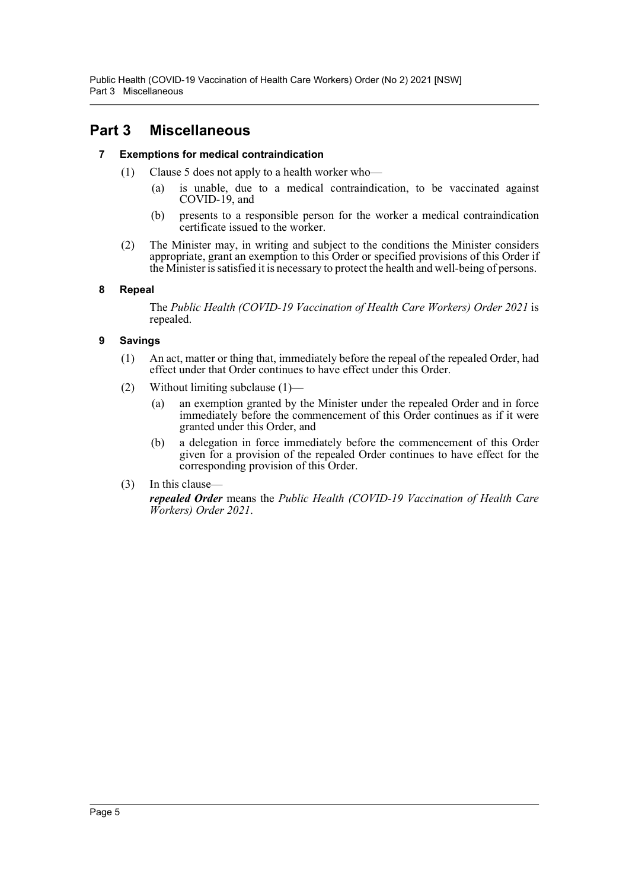## Part 3 Miscellaneous

### 7 Exemptions for medical contraindication

(1) Clause 5 does not apply to a health worker who—

(a) is unable, due to a medical contraindication, to be vaccinated against COVID-19, and

(b) presents to a responsible person for the worker a medical contraindication certificate issued to the worker.

(2) The Minister may, in writing and subject to the conditions the Minister considers appropriate, grant an exemption to this Order or specified provisions of this Order if the Minister is satisfied it is necessary to protect the health and well-being of persons.

### 8 Repeal

The *Public Health (COVID-19 Vaccination of Health Care Workers) Order 2021* is repealed.

### 9 Savings

(1) An act, matter or thing that, immediately before the repeal of the repealed Order, had effect under that Order continues to have effect under this Order.

(2) Without limiting subclause (1)—

(a) an exemption granted by the Minister under the repealed Order and in force immediately before the commencement of this Order continues as if it were granted under this Order, and

(b) a delegation in force immediately before the commencement of this Order given for a provision of the repealed Order continues to have effect for the corresponding provision of this Order.

(3) In this clause—

***repealed Order*** means the *Public Health (COVID-19 Vaccination of Health Care Workers) Order 2021*.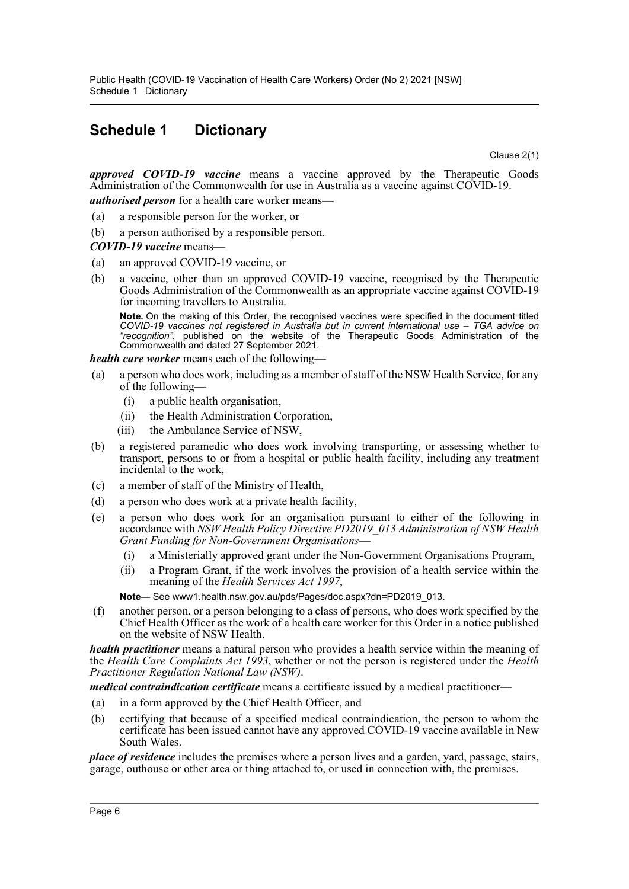# Schedule 1 Dictionary

Clause 2(1)

***approved COVID-19 vaccine*** means a vaccine approved by the Therapeutic Goods Administration of the Commonwealth for use in Australia as a vaccine against COVID-19.

***authorised person*** for a health care worker means—

(a) a responsible person for the worker, or

(b) a person authorised by a responsible person.

***COVID-19 vaccine*** means—

(a) an approved COVID-19 vaccine, or

(b) a vaccine, other than an approved COVID-19 vaccine, recognised by the Therapeutic Goods Administration of the Commonwealth as an appropriate vaccine against COVID-19 for incoming travellers to Australia.

**Note.** On the making of this Order, the recognised vaccines were specified in the document titled *COVID-19 vaccines not registered in Australia but in current international use – TGA advice on "recognition"*, published on the website of the Therapeutic Goods Administration of the Commonwealth and dated 27 September 2021.

***health care worker*** means each of the following—

(a) a person who does work, including as a member of staff of the NSW Health Service, for any of the following—

(i) a public health organisation,

(ii) the Health Administration Corporation,

(iii) the Ambulance Service of NSW,

(b) a registered paramedic who does work involving transporting, or assessing whether to transport, persons to or from a hospital or public health facility, including any treatment incidental to the work,

(c) a member of staff of the Ministry of Health,

(d) a person who does work at a private health facility,

(e) a person who does work for an organisation pursuant to either of the following in accordance with *NSW Health Policy Directive PD2019_013 Administration of NSW Health Grant Funding for Non-Government Organisations*—

(i) a Ministerially approved grant under the Non-Government Organisations Program,

(ii) a Program Grant, if the work involves the provision of a health service within the meaning of the *Health Services Act 1997*,

**Note—** See www1.health.nsw.gov.au/pds/Pages/doc.aspx?dn=PD2019_013.

(f) another person, or a person belonging to a class of persons, who does work specified by the Chief Health Officer as the work of a health care worker for this Order in a notice published on the website of NSW Health.

***health practitioner*** means a natural person who provides a health service within the meaning of the *Health Care Complaints Act 1993*, whether or not the person is registered under the *Health Practitioner Regulation National Law (NSW)*.

***medical contraindication certificate*** means a certificate issued by a medical practitioner—

(a) in a form approved by the Chief Health Officer, and

(b) certifying that because of a specified medical contraindication, the person to whom the certificate has been issued cannot have any approved COVID-19 vaccine available in New South Wales.

***place of residence*** includes the premises where a person lives and a garden, yard, passage, stairs, garage, outhouse or other area or thing attached to, or used in connection with, the premises.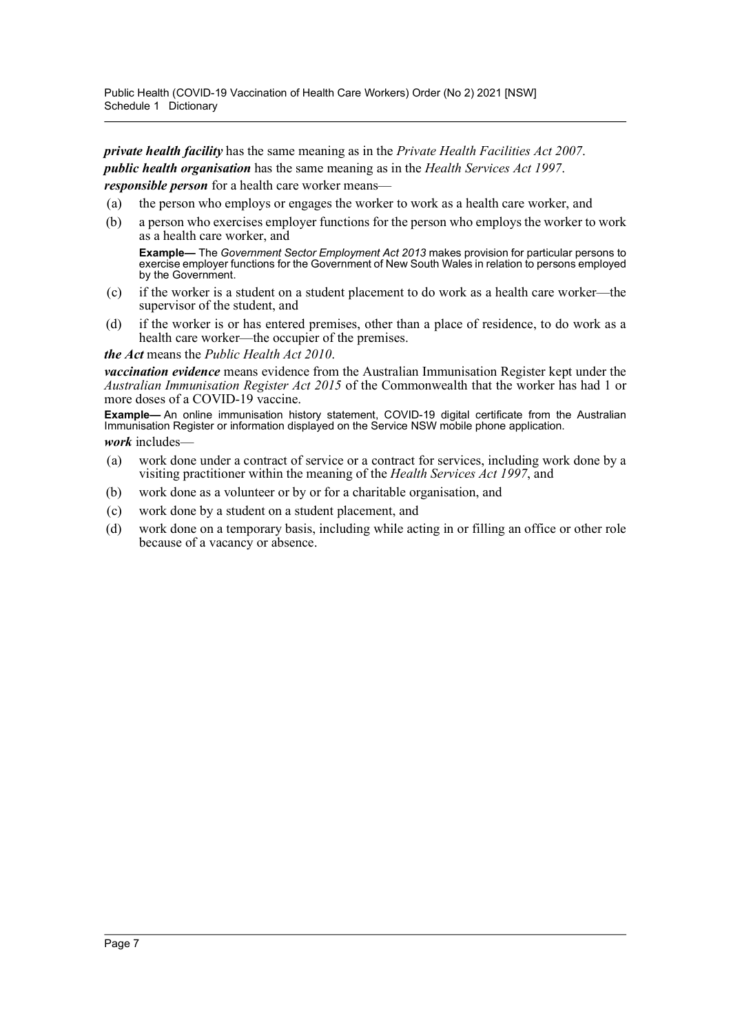***private health facility*** has the same meaning as in the *Private Health Facilities Act 2007*.

***public health organisation*** has the same meaning as in the *Health Services Act 1997*.

***responsible person*** for a health care worker means—

(a) the person who employs or engages the worker to work as a health care worker, and

(b) a person who exercises employer functions for the person who employs the worker to work as a health care worker, and

**Example—** The *Government Sector Employment Act 2013* makes provision for particular persons to exercise employer functions for the Government of New South Wales in relation to persons employed by the Government.

(c) if the worker is a student on a student placement to do work as a health care worker—the supervisor of the student, and

(d) if the worker is or has entered premises, other than a place of residence, to do work as a health care worker—the occupier of the premises.

***the Act*** means the *Public Health Act 2010*.

***vaccination evidence*** means evidence from the Australian Immunisation Register kept under the *Australian Immunisation Register Act 2015* of the Commonwealth that the worker has had 1 or more doses of a COVID-19 vaccine.

**Example—** An online immunisation history statement, COVID-19 digital certificate from the Australian Immunisation Register or information displayed on the Service NSW mobile phone application.

***work*** includes—

(a) work done under a contract of service or a contract for services, including work done by a visiting practitioner within the meaning of the *Health Services Act 1997*, and

(b) work done as a volunteer or by or for a charitable organisation, and

(c) work done by a student on a student placement, and

(d) work done on a temporary basis, including while acting in or filling an office or other role because of a vacancy or absence.